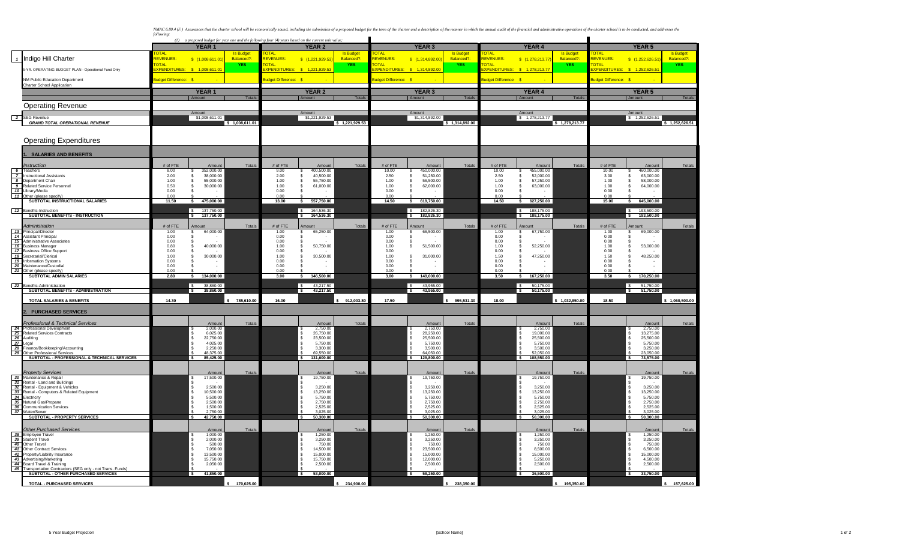NMAC 6.80.4 (F.) Assurances that the charter school will be economically sound, including the submission of a proposed budget for the term of the charter and a description of the manner in which the annual audit of the financial and administrative operations of the charter school is to be conducted, and addresses the following:

(1) a proposed budget for year one and the following four (4) years based on the current unit value;

**1 Indigo Hill Charter**

5-YR. OPERATING BUDGET PLAN - Operational Fund Only

NM Public Education Department
Charter School Application

| | YEAR 1 | YEAR 2 | YEAR 3 | YEAR 4 | YEAR 5 |
|---|---|---|---|---|---|
| TOTAL REVENUES: | $ (1,008,611.01) | $ (1,221,929.53) | $ (1,314,892.00) | $ (1,278,213.77) | $ (1,252,626.51) |
| TOTAL EXPENDITURES: | $ 1,008,611.01 | $ 1,221,929.53 | $ 1,314,892.00 | $ 1,278,213.77 | $ 1,252,626.51 |
| Is Budget Balanced? | YES | YES | YES | YES | YES |
| Budget Difference: | $ - | $ - | $ - | $ - | $ - |

## Operating Revenue

| | | Y1 Amount | Y1 Totals | Y2 Amount | Y2 Totals | Y3 Amount | Y3 Totals | Y4 Amount | Y4 Totals | Y5 Amount | Y5 Totals |
|---|---|---|---|---|---|---|---|---|---|---|---|
| 2 | SEG Revenue | $1,008,611.01 | | $1,221,929.53 | | $1,314,892.00 | | $ 1,278,213.77 | | $ 1,252,626.51 | |
| | *GRAND TOTAL OPERATIONAL REVENUE* | | $ 1,008,611.01 | | $ 1,221,929.53 | | $ 1,314,892.00 | | $ 1,278,213.77 | | $ 1,252,626.51 |

## Operating Expenditures

### 1. SALARIES AND BENEFITS

| | *Instruction* | Y1 # of FTE | Y1 Amount | Y1 Totals | Y2 # of FTE | Y2 Amount | Y2 Totals | Y3 # of FTE | Y3 Amount | Y3 Totals | Y4 # of FTE | Y4 Amount | Y4 Totals | Y5 # of FTE | Y5 Amount | Y5 Totals |
|---|---|---|---|---|---|---|---|---|---|---|---|---|---|---|---|---|
| 6 | Teachers | 8.00 | $ 352,000.00 | | 9.00 | $ 400,500.00 | | 10.00 | $ 450,000.00 | | 10.00 | $ 455,000.00 | | 10.00 | $ 460,000.00 | |
| 7 | Instructional Assistants | 2.00 | $ 38,000.00 | | 2.00 | $ 40,500.00 | | 2.50 | $ 51,250.00 | | 2.50 | $ 52,000.00 | | 3.00 | $ 63,000.00 | |
| 8 | Department Chair | 1.00 | $ 55,000.00 | | 1.00 | $ 55,750.00 | | 1.00 | $ 56,500.00 | | 1.00 | $ 57,250.00 | | 1.00 | $ 58,000.00 | |
| 9 | Related Service Personnel | 0.50 | $ 30,000.00 | | 1.00 | $ 61,000.00 | | 1.00 | $ 62,000.00 | | 1.00 | $ 63,000.00 | | 1.00 | $ 64,000.00 | |
| 10 | Library/Media | 0.00 | $ - | | 0.00 | $ - | | 0.00 | $ - | | 0.00 | $ - | | 0.00 | $ - | |
| 11 | Other (please specify) | 0.00 | $ - | | 0.00 | $ - | | 0.00 | $ - | | 0.00 | $ - | | 0.00 | $ - | |
| | **SUBTOTAL INSTRUCTIONAL SALARIES** | 11.50 | $ 475,000.00 | | 13.00 | $ 557,750.00 | | 14.50 | $ 619,750.00 | | 14.50 | $ 627,250.00 | | 15.00 | $ 645,000.00 | |
| 12 | Benefits-Instruction | | $ 137,750.00 | | | $ 164,536.30 | | | $ 182,826.30 | | | $ 188,175.00 | | | $ 193,500.00 | |
| | **SUBTOTAL BENEFITS - INSTRUCTION** | | $ 137,750.00 | | | $ 164,536.30 | | | $ 182,826.30 | | | $ 188,175.00 | | | $ 193,500.00 | |

| | *Administration* | Y1 # of FTE | Y1 Amount | Y1 Totals | Y2 # of FTE | Y2 Amount | Y2 Totals | Y3 # of FTE | Y3 Amount | Y3 Totals | Y4 # of FTE | Y4 Amount | Y4 Totals | Y5 # of FTE | Y5 Amount | Y5 Totals |
|---|---|---|---|---|---|---|---|---|---|---|---|---|---|---|---|---|
| 13 | Principal/Director | 1.00 | $ 64,000.00 | | 1.00 | $ 65,250.00 | | 1.00 | $ 66,500.00 | | 1.00 | $ 67,750.00 | | 1.00 | $ 69,000.00 | |
| 14 | Assistant Principal | 0.00 | $ - | | 0.00 | $ - | | 0.00 | $ - | | 0.00 | $ - | | 0.00 | $ - | |
| 15 | Administrative Associates | 0.00 | $ - | | 0.00 | $ - | | 0.00 | $ - | | 0.00 | $ - | | 0.00 | $ - | |
| 16 | Business Manager | 0.80 | $ 40,000.00 | | 1.00 | $ 50,750.00 | | 1.00 | $ 51,500.00 | | 1.00 | $ 52,250.00 | | 1.00 | $ 53,000.00 | |
| 17 | Business Office Support | 0.00 | $ - | | 0.00 | $ - | | 0.00 | | | 0.00 | $ - | | 0.00 | $ - | |
| 18 | Secretarial/Clerical | 1.00 | $ 30,000.00 | | 1.00 | $ 30,500.00 | | 1.00 | $ 31,000.00 | | 1.50 | $ 47,250.00 | | 1.50 | $ 48,250.00 | |
| 19 | Information Systems | 0.00 | $ - | | 0.00 | $ - | | 0.00 | $ - | | 0.00 | $ - | | 0.00 | $ - | |
| 20 | Maintenance/Custodial | 0.00 | $ - | | 0.00 | $ - | | 0.00 | $ - | | 0.00 | $ - | | 0.00 | $ - | |
| 21 | Other (please specify) | 0.00 | $ - | | 0.00 | $ - | | 0.00 | $ - | | 0.00 | $ - | | 0.00 | $ - | |
| | **SUBTOTAL ADMIN SALARIES** | 2.80 | $ 134,000.00 | | 3.00 | $ 146,500.00 | | 3.00 | $ 149,000.00 | | 3.50 | $ 167,250.00 | | 3.50 | $ 170,250.00 | |
| 22 | Benefits-Administration | | $ 38,860.00 | | | $ 43,217.50 | | | $ 43,955.00 | | | $ 50,175.00 | | | $ 51,750.00 | |
| | **SUBTOTAL BENEFITS - ADMINISTRATION** | | $ 38,860.00 | | | $ 43,217.50 | | | $ 43,955.00 | | | $ 50,175.00 | | | $ 51,750.00 | |
| | **TOTAL SALARIES & BENEFITS** | 14.30 | | $ 785,610.00 | 16.00 | | $ 912,003.80 | 17.50 | | $ 995,531.30 | 18.00 | | $ 1,032,850.00 | 18.50 | | $ 1,060,500.00 |

### 2. PURCHASED SERVICES

| | *Professional & Technical Services* | Y1 Amount | Y1 Totals | Y2 Amount | Y2 Totals | Y3 Amount | Y3 Totals | Y4 Amount | Y4 Totals | Y5 Amount | Y5 Totals |
|---|---|---|---|---|---|---|---|---|---|---|---|
| 24 | Professional Development | $ 2,000.00 | | $ 2,750.00 | | $ 2,750.00 | | $ 2,750.00 | | $ 2,750.00 | |
| 25 | Related Services Contracts | $ 6,025.00 | | $ 26,750.00 | | $ 28,250.00 | | $ 19,000.00 | | $ 13,275.00 | |
| 26 | Auditing | $ 22,750.00 | | $ 23,500.00 | | $ 25,500.00 | | $ 25,500.00 | | $ 25,500.00 | |
| 27 | Legal | $ 4,025.00 | | $ 5,750.00 | | $ 5,750.00 | | $ 5,750.00 | | $ 5,750.00 | |
| 28 | Finance/Bookkeeping/Accounting | $ 2,250.00 | | $ 3,300.00 | | $ 3,500.00 | | $ 3,500.00 | | $ 3,250.00 | |
| 29 | Other Professional Services | $ 48,375.00 | | $ 69,550.00 | | $ 64,050.00 | | $ 52,050.00 | | $ 23,050.00 | |
| | **SUBTOTAL - PROFESSIONAL & TECHNICAL SERVICES** | $ 85,425.00 | | $ 131,600.00 | | $ 129,800.00 | | $ 108,550.00 | | $ 73,575.00 | |

| | *Property Services* | Y1 Amount | Y1 Totals | Y2 Amount | Y2 Totals | Y3 Amount | Y3 Totals | Y4 Amount | Y4 Totals | Y5 Amount | Y5 Totals |
|---|---|---|---|---|---|---|---|---|---|---|---|
| 30 | Maintenance & Repair | $ 17,500.00 | | $ 19,750.00 | | $ 19,750.00 | | $ 19,750.00 | | $ 19,750.00 | |
| 31 | Rental - Land and Buildings | $ - | | $ - | | $ - | | $ - | | $ - | |
| 32 | Rental - Equipment & Vehicles | $ 2,500.00 | | $ 3,250.00 | | $ 3,250.00 | | $ 3,250.00 | | $ 3,250.00 | |
| 33 | Rental - Computers & Related Equipment | $ 10,500.00 | | $ 13,250.00 | | $ 13,250.00 | | $ 13,250.00 | | $ 13,250.00 | |
| 34 | Electricity | $ 5,500.00 | | $ 5,750.00 | | $ 5,750.00 | | $ 5,750.00 | | $ 5,750.00 | |
| 35 | Natural Gas/Propane | $ 2,500.00 | | $ 2,750.00 | | $ 2,750.00 | | $ 2,750.00 | | $ 2,750.00 | |
| 36 | Communication Services | $ 1,500.00 | | $ 2,525.00 | | $ 2,525.00 | | $ 2,525.00 | | $ 2,525.00 | |
| 37 | Water/Sewer | $ 2,750.00 | | $ 3,025.00 | | $ 3,025.00 | | $ 3,025.00 | | $ 3,025.00 | |
| | **SUBTOTAL - PROPERTY SERVICES** | $ 42,750.00 | | $ 50,300.00 | | $ 50,300.00 | | $ 50,300.00 | | $ 50,300.00 | |

| | *Other Purchased Services* | Y1 Amount | Y1 Totals | Y2 Amount | Y2 Totals | Y3 Amount | Y3 Totals | Y4 Amount | Y4 Totals | Y5 Amount | Y5 Totals |
|---|---|---|---|---|---|---|---|---|---|---|---|
| 38 | Employee Travel | $ 1,000.00 | | $ 1,250.00 | | $ 1,250.00 | | $ 1,250.00 | | $ 1,250.00 | |
| 39 | Student Travel | $ 2,000.00 | | $ 3,250.00 | | $ 3,250.00 | | $ 3,250.00 | | $ 3,250.00 | |
| 40 | Other Travel | $ 500.00 | | $ 750.00 | | $ 750.00 | | $ 750.00 | | $ 750.00 | |
| 41 | Other Contract Services | $ 7,050.00 | | $ 14,500.00 | | $ 23,500.00 | | $ 8,500.00 | | $ 6,500.00 | |
| 42 | Property/Liability Insurance | $ 13,500.00 | | $ 15,000.00 | | $ 15,000.00 | | $ 15,000.00 | | $ 15,000.00 | |
| 43 | Advertising/Marketing | $ 15,750.00 | | $ 15,750.00 | | $ 12,000.00 | | $ 5,250.00 | | $ 4,500.00 | |
| 44 | Board Travel & Training | $ 2,050.00 | | $ 2,500.00 | | $ 2,500.00 | | $ 2,500.00 | | $ 2,500.00 | |
| 45 | Transportation Contractors (SEG only - not Trans. Funds) | $ - | | $ - | | $ - | | $ - | | $ - | |
| | **SUBTOTAL - OTHER PURCHASED SERVICES** | $ 41,850.00 | | $ 53,000.00 | | $ 58,250.00 | | $ 36,500.00 | | $ 33,750.00 | |
| | **TOTAL - PURCHASED SERVICES** | | $ 170,025.00 | | $ 234,900.00 | | $ 238,350.00 | | $ 195,350.00 | | $ 157,625.00 |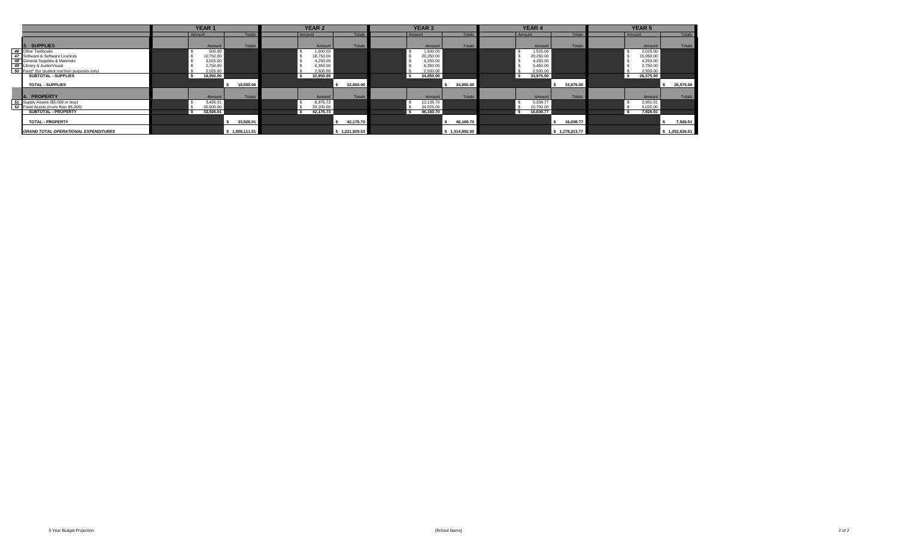| | YEAR 1 | | | YEAR 2 | | | YEAR 3 | | | YEAR 4 | | | YEAR 5 | | |
|---|---|---|---|---|---|---|---|---|---|---|---|---|---|---|---|
| | | Amount | Totals | | Amount | Totals | | Amount | Totals | | Amount | Totals | | Amount | Totals |
| **3. SUPPLIES** | | Amount | Totals | | Amount | Totals | | Amount | Totals | | Amount | Totals | | Amount | Totals |
| 46 Other Textbooks | | $ 500.00 | | | $ 1,000.00 | | | $ 1,500.00 | | | $ 1,525.00 | | | $ 2,025.00 | |
| 47 Software & Software Licences | | $ 10,750.00 | | | $ 18,750.00 | | | $ 20,250.00 | | | $ 20,250.00 | | | $ 15,050.00 | |
| 48 General Supplies & Materials | | $ 3,025.00 | | | $ 4,250.00 | | | $ 4,250.00 | | | $ 4,250.00 | | | $ 4,250.00 | |
| 49 Library & Audio/Visual | | $ 2,750.00 | | | $ 6,350.00 | | | $ 6,350.00 | | | $ 5,450.00 | | | $ 2,750.00 | |
| 50 Food* (for student nutrition purposes only) | | $ 2,025.00 | | | $ 2,500.00 | | | $ 2,500.00 | | | $ 2,500.00 | | | $ 2,500.00 | |
| **SUBTOTAL - SUPPLIES** | | **$ 18,550.00** | | | **$ 32,850.00** | | | **$ 34,850.00** | | | **$ 33,975.00** | | | **$ 26,575.00** | |
| **TOTAL - SUPPLIES** | | | **$ 18,550.00** | | | **$ 32,850.00** | | | **$ 34,850.00** | | | **$ 33,975.00** | | | **$ 26,575.00** |
| **4. PROPERTY** | | Amount | Totals | | Amount | Totals | | Amount | Totals | | Amount | Totals | | Amount | Totals |
| 51 Supply Assets ($5,000 or less) | | $ 3,426.01 | | | $ 8,975.73 | | | $ 12,135.70 | | | $ 5,338.77 | | | $ 2,901.51 | |
| 52 Fixed Assets (more than $5,000) | | $ 30,500.00 | | | $ 33,200.00 | | | $ 34,025.00 | | | $ 10,700.00 | | | $ 5,025.00 | |
| **SUBTOTAL - PROPERTY** | | **$ 33,926.01** | | | **$ 42,175.73** | | | **$ 46,160.70** | | | **$ 16,038.77** | | | **$ 7,926.51** | |
| **TOTAL - PROPERTY** | | | **$ 33,926.01** | | | **$ 42,175.73** | | | **$ 46,160.70** | | | **$ 16,038.77** | | | **$ 7,926.51** |
| ***GRAND TOTAL OPERATIONAL EXPENDITURES*** | | | **$ 1,008,111.01** | | | **$ 1,221,929.53** | | | **$ 1,314,892.00** | | | **$ 1,278,213.77** | | | **$ 1,252,626.51** |

5 Year Budget Projection

[School Name]